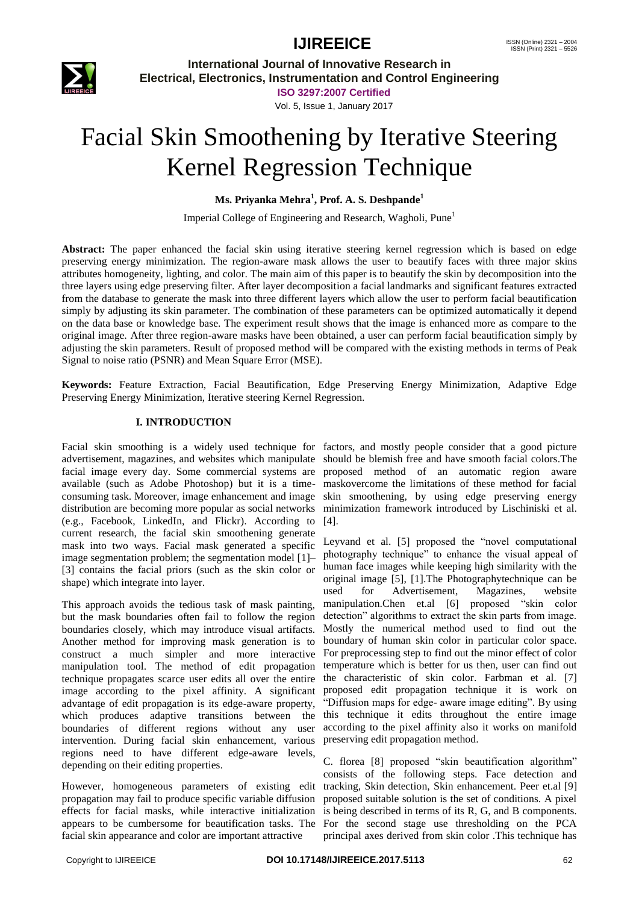# Facial Skin Smoothening by Iterative Steering Kernel Regression Technique

**Ms. Priyanka Mehra[1], Prof. A. S. Deshpande[1]**

Imperial College of Engineering and Research, Wagholi, Pune[1]

**Abstract:** The paper enhanced the facial skin using iterative steering kernel regression which is based on edge preserving energy minimization. The region-aware mask allows the user to beautify faces with three major skins attributes homogeneity, lighting, and color. The main aim of this paper is to beautify the skin by decomposition into the three layers using edge preserving filter. After layer decomposition a facial landmarks and significant features extracted from the database to generate the mask into three different layers which allow the user to perform facial beautification simply by adjusting its skin parameter. The combination of these parameters can be optimized automatically it depend on the data base or knowledge base. The experiment result shows that the image is enhanced more as compare to the original image. After three region-aware masks have been obtained, a user can perform facial beautification simply by adjusting the skin parameters. Result of proposed method will be compared with the existing methods in terms of Peak Signal to noise ratio (PSNR) and Mean Square Error (MSE).

**Keywords:** Feature Extraction, Facial Beautification, Edge Preserving Energy Minimization, Adaptive Edge Preserving Energy Minimization, Iterative steering Kernel Regression.

## I. INTRODUCTION

Facial skin smoothing is a widely used technique for advertisement, magazines, and websites which manipulate facial image every day. Some commercial systems are available (such as Adobe Photoshop) but it is a time-consuming task. Moreover, image enhancement and image distribution are becoming more popular as social networks (e.g., Facebook, LinkedIn, and Flickr). According to current research, the facial skin smoothening generate mask into two ways. Facial mask generated a specific image segmentation problem; the segmentation model [1]–[3] contains the facial priors (such as the skin color or shape) which integrate into layer.

This approach avoids the tedious task of mask painting, but the mask boundaries often fail to follow the region boundaries closely, which may introduce visual artifacts. Another method for improving mask generation is to construct a much simpler and more interactive manipulation tool. The method of edit propagation technique propagates scarce user edits all over the entire image according to the pixel affinity. A significant advantage of edit propagation is its edge-aware property, which produces adaptive transitions between the boundaries of different regions without any user intervention. During facial skin enhancement, various regions need to have different edge-aware levels, depending on their editing properties.

However, homogeneous parameters of existing edit propagation may fail to produce specific variable diffusion effects for facial masks, while interactive initialization appears to be cumbersome for beautification tasks. The facial skin appearance and color are important attractive factors, and mostly people consider that a good picture should be blemish free and have smooth facial colors.The proposed method of an automatic region aware maskovercome the limitations of these method for facial skin smoothening, by using edge preserving energy minimization framework introduced by Lischiniski et al. [4].

Leyvand et al. [5] proposed the "novel computational photography technique" to enhance the visual appeal of human face images while keeping high similarity with the original image [5], [1].The Photographytechnique can be used for Advertisement, Magazines, website manipulation.Chen et.al [6] proposed "skin color detection" algorithms to extract the skin parts from image. Mostly the numerical method used to find out the boundary of human skin color in particular color space. For preprocessing step to find out the minor effect of color temperature which is better for us then, user can find out the characteristic of skin color. Farbman et al. [7] proposed edit propagation technique it is work on "Diffusion maps for edge- aware image editing". By using this technique it edits throughout the entire image according to the pixel affinity also it works on manifold preserving edit propagation method.

C. florea [8] proposed "skin beautification algorithm" consists of the following steps. Face detection and tracking, Skin detection, Skin enhancement. Peer et.al [9] proposed suitable solution is the set of conditions. A pixel is being described in terms of its R, G, and B components. For the second stage use thresholding on the PCA principal axes derived from skin color .This technique has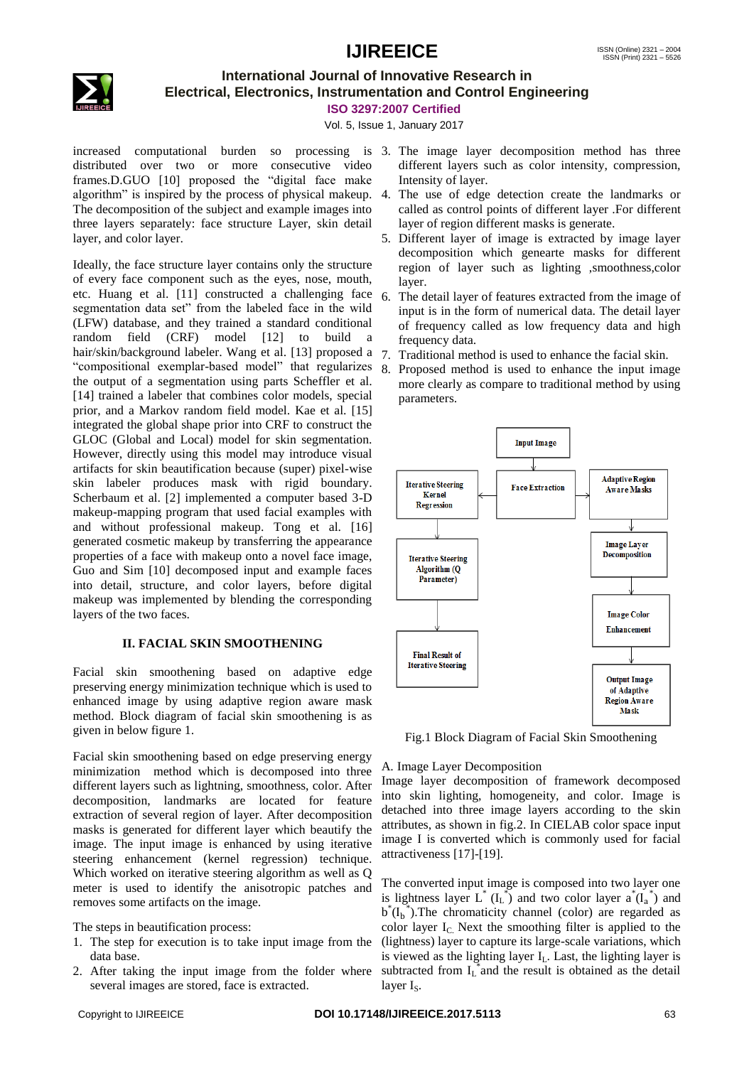increased computational burden so processing is distributed over two or more consecutive video frames.D.GUO [10] proposed the "digital face make algorithm" is inspired by the process of physical makeup. The decomposition of the subject and example images into three layers separately: face structure Layer, skin detail layer, and color layer.

Ideally, the face structure layer contains only the structure of every face component such as the eyes, nose, mouth, etc. Huang et al. [11] constructed a challenging face segmentation data set" from the labeled face in the wild (LFW) database, and they trained a standard conditional random field (CRF) model [12] to build a hair/skin/background labeler. Wang et al. [13] proposed a "compositional exemplar-based model" that regularizes the output of a segmentation using parts Scheffler et al. [14] trained a labeler that combines color models, special prior, and a Markov random field model. Kae et al. [15] integrated the global shape prior into CRF to construct the GLOC (Global and Local) model for skin segmentation. However, directly using this model may introduce visual artifacts for skin beautification because (super) pixel-wise skin labeler produces mask with rigid boundary. Scherbaum et al. [2] implemented a computer based 3-D makeup-mapping program that used facial examples with and without professional makeup. Tong et al. [16] generated cosmetic makeup by transferring the appearance properties of a face with makeup onto a novel face image, Guo and Sim [10] decomposed input and example faces into detail, structure, and color layers, before digital makeup was implemented by blending the corresponding layers of the two faces.

## II. FACIAL SKIN SMOOTHENING

Facial skin smoothening based on adaptive edge preserving energy minimization technique which is used to enhanced image by using adaptive region aware mask method. Block diagram of facial skin smoothening is as given in below figure 1.

Facial skin smoothening based on edge preserving energy minimization method which is decomposed into three different layers such as lightning, smoothness, color. After decomposition, landmarks are located for feature extraction of several region of layer. After decomposition masks is generated for different layer which beautify the image. The input image is enhanced by using iterative steering enhancement (kernel regression) technique. Which worked on iterative steering algorithm as well as Q meter is used to identify the anisotropic patches and removes some artifacts on the image.

The steps in beautification process:

1. The step for execution is to take input image from the data base.
2. After taking the input image from the folder where several images are stored, face is extracted.
3. The image layer decomposition method has three different layers such as color intensity, compression, Intensity of layer.
4. The use of edge detection create the landmarks or called as control points of different layer .For different layer of region different masks is generate.
5. Different layer of image is extracted by image layer decomposition which genearte masks for different region of layer such as lighting ,smoothness,color layer.
6. The detail layer of features extracted from the image of input is in the form of numerical data. The detail layer of frequency called as low frequency data and high frequency data.
7. Traditional method is used to enhance the facial skin.
8. Proposed method is used to enhance the input image more clearly as compare to traditional method by using parameters.

Input Image → Face Extraction; Face Extraction → Iterative Steering Kernel Regression → Iterative Steering Algorithm (Q Parameter) → Final Result of Iterative Steering; Face Extraction → Adaptive Region Aware Masks → Image Layer Decomposition → Image Color Enhancement → Output Image of Adaptive Region Aware Mask

Fig.1 Block Diagram of Facial Skin Smoothening

### A. Image Layer Decomposition

Image layer decomposition of framework decomposed into skin lighting, homogeneity, and color. Image is detached into three image layers according to the skin attributes, as shown in fig.2. In CIELAB color space input image I is converted which is commonly used for facial attractiveness [17]-[19].

The converted input image is composed into two layer one is lightness layer $L^*$ ($I_L^*$) and two color layer $a^*(I_a^*)$ and $b^*(I_b^*)$.The chromaticity channel (color) are regarded as color layer $I_C$. Next the smoothing filter is applied to the (lightness) layer to capture its large-scale variations, which is viewed as the lighting layer $I_L$. Last, the lighting layer is subtracted from $I_L^*$ and the result is obtained as the detail layer $I_S$.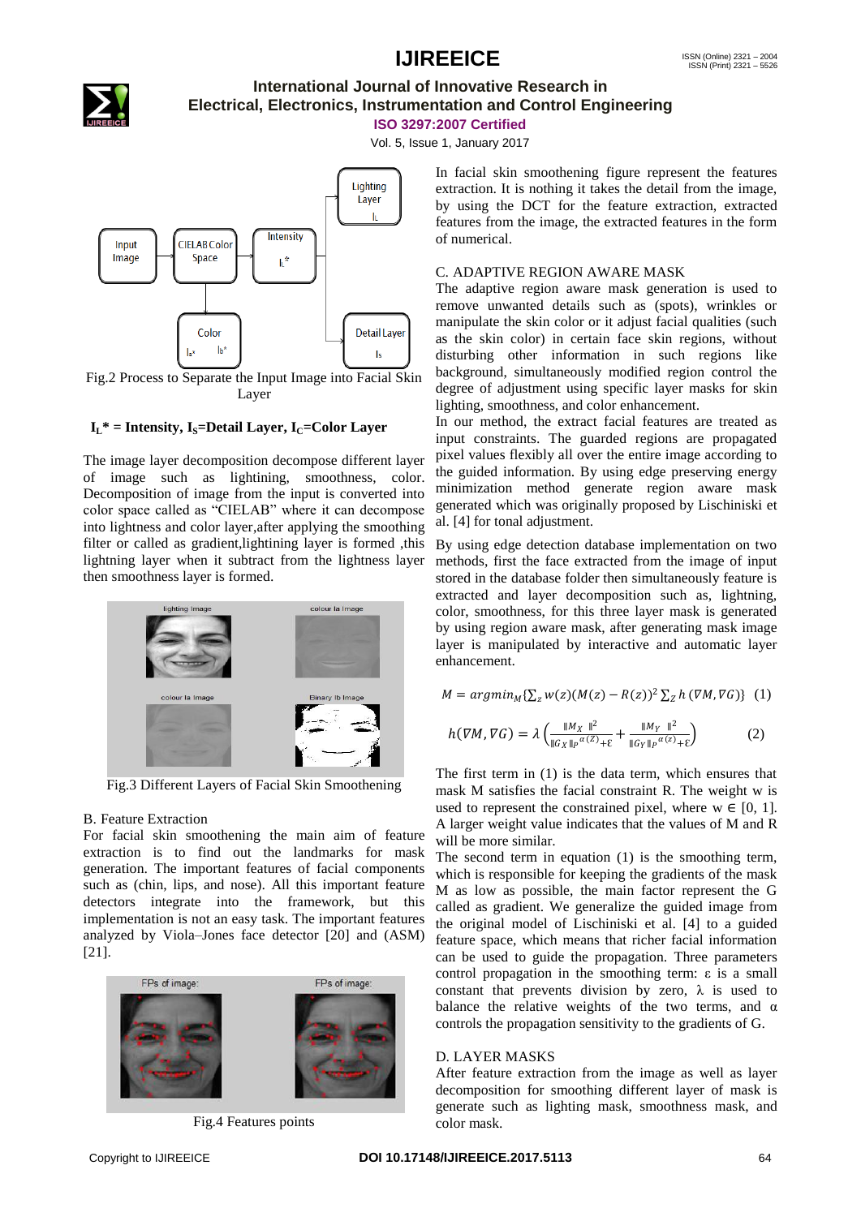Fig.2 Process to Separate the Input Image into Facial Skin Layer

**$I_L$\* = Intensity, $I_S$=Detail Layer, $I_C$=Color Layer**

The image layer decomposition decompose different layer of image such as lightining, smoothness, color. Decomposition of image from the input is converted into color space called as "CIELAB" where it can decompose into lightness and color layer,after applying the smoothing filter or called as gradient,lightining layer is formed ,this lightning layer when it subtract from the lightness layer then smoothness layer is formed.

Fig.3 Different Layers of Facial Skin Smoothening

B. Feature Extraction

For facial skin smoothening the main aim of feature extraction is to find out the landmarks for mask generation. The important features of facial components such as (chin, lips, and nose). All this important feature detectors integrate into the framework, but this implementation is not an easy task. The important features analyzed by Viola–Jones face detector [20] and (ASM) [21].

Fig.4 Features points

In facial skin smoothening figure represent the features extraction. It is nothing it takes the detail from the image, by using the DCT for the feature extraction, extracted features from the image, the extracted features in the form of numerical.

C. ADAPTIVE REGION AWARE MASK

The adaptive region aware mask generation is used to remove unwanted details such as (spots), wrinkles or manipulate the skin color or it adjust facial qualities (such as the skin color) in certain face skin regions, without disturbing other information in such regions like background, simultaneously modified region control the degree of adjustment using specific layer masks for skin lighting, smoothness, and color enhancement.

In our method, the extract facial features are treated as input constraints. The guarded regions are propagated pixel values flexibly all over the entire image according to the guided information. By using edge preserving energy minimization method generate region aware mask generated which was originally proposed by Lischiniski et al. [4] for tonal adjustment.

By using edge detection database implementation on two methods, first the face extracted from the image of input stored in the database folder then simultaneously feature is extracted and layer decomposition such as, lightining, color, smoothness, for this three layer mask is generated by using region aware mask, after generating mask image layer is manipulated by interactive and automatic layer enhancement.

$$M = argmin_M\{\sum_z w(z)(M(z) - R(z))^2 \sum_Z h(\nabla M, \nabla G)\} \quad (1)$$

$$h(\nabla M, \nabla G) = \lambda\left(\frac{\|M_X\|^2}{\|G_X\|_P{}^{\alpha(Z)}+\varepsilon} + \frac{\|M_Y\|^2}{\|G_Y\|_P{}^{\alpha(z)}+\varepsilon}\right) \quad (2)$$

The first term in (1) is the data term, which ensures that mask M satisfies the facial constraint R. The weight w is used to represent the constrained pixel, where w ∈ [0, 1]. A larger weight value indicates that the values of M and R will be more similar.

The second term in equation (1) is the smoothing term, which is responsible for keeping the gradients of the mask M as low as possible, the main factor represent the G called as gradient. We generalize the guided image from the original model of Lischiniski et al. [4] to a guided feature space, which means that richer facial information can be used to guide the propagation. Three parameters control propagation in the smoothing term: ε is a small constant that prevents division by zero, λ is used to balance the relative weights of the two terms, and α controls the propagation sensitivity to the gradients of G.

D. LAYER MASKS

After feature extraction from the image as well as layer decomposition for smoothing different layer of mask is generate such as lighting mask, smoothness mask, and color mask.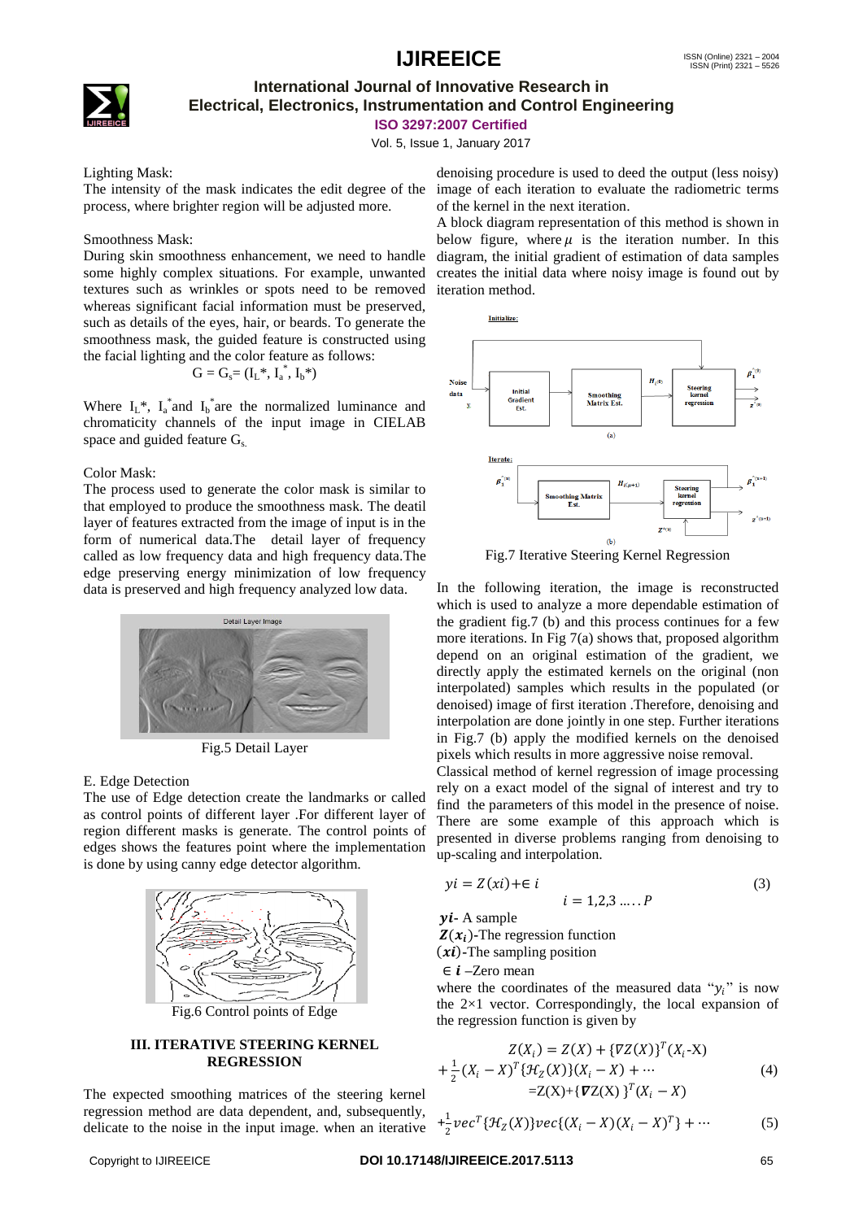Lighting Mask:
The intensity of the mask indicates the edit degree of the process, where brighter region will be adjusted more.

Smoothness Mask:
During skin smoothness enhancement, we need to handle some highly complex situations. For example, unwanted textures such as wrinkles or spots need to be removed whereas significant facial information must be preserved, such as details of the eyes, hair, or beards. To generate the smoothness mask, the guided feature is constructed using the facial lighting and the color feature as follows:

$$G = G_s = (I_L^*, I_a^*, I_b^*)$$

Where $I_L^*$, $I_a^*$ and $I_b^*$ are the normalized luminance and chromaticity channels of the input image in CIELAB space and guided feature $G_s$.

Color Mask:
The process used to generate the color mask is similar to that employed to produce the smoothness mask. The deatil layer of features extracted from the image of input is in the form of numerical data.The detail layer of frequency called as low frequency data and high frequency data.The edge preserving energy minimization of low frequency data is preserved and high frequency analyzed low data.

Fig.5 Detail Layer

E. Edge Detection
The use of Edge detection create the landmarks or called as control points of different layer .For different layer of region different masks is generate. The control points of edges shows the features point where the implementation is done by using canny edge detector algorithm.

Fig.6 Control points of Edge

## III. ITERATIVE STEERING KERNEL REGRESSION

The expected smoothing matrices of the steering kernel regression method are data dependent, and, subsequently, delicate to the noise in the input image. when an iterative denoising procedure is used to deed the output (less noisy) image of each iteration to evaluate the radiometric terms of the kernel in the next iteration.

A block diagram representation of this method is shown in below figure, where $\mu$ is the iteration number. In this diagram, the initial gradient of estimation of data samples creates the initial data where noisy image is found out by iteration method.

Fig.7 Iterative Steering Kernel Regression

In the following iteration, the image is reconstructed which is used to analyze a more dependable estimation of the gradient fig.7 (b) and this process continues for a few more iterations. In Fig 7(a) shows that, proposed algorithm depend on an original estimation of the gradient, we directly apply the estimated kernels on the original (non interpolated) samples which results in the populated (or denoised) image of first iteration .Therefore, denoising and interpolation are done jointly in one step. Further iterations in Fig.7 (b) apply the modified kernels on the denoised pixels which results in more aggressive noise removal.

Classical method of kernel regression of image processing rely on a exact model of the signal of interest and try to find the parameters of this model in the presence of noise. There are some example of this approach which is presented in diverse problems ranging from denoising to up-scaling and interpolation.

$$yi = Z(xi) + \epsilon\, i \qquad i = 1,2,3 \ldots.. P \tag{3}$$

***yi***- A sample
$\boldsymbol{Z(x_i)}$-The regression function
$(\boldsymbol{xi})$-The sampling position
$\in \boldsymbol{i}$ –Zero mean

where the coordinates of the measured data "$y_i$" is now the 2×1 vector. Correspondingly, the local expansion of the regression function is given by

$$Z(X_i) = Z(X) + \{\nabla Z(X)\}^T(X_i\text{-X}) + \frac{1}{2}(X_i - X)^T\{\mathcal{H}_Z(X)\}(X_i - X) + \cdots \tag{4}$$

$$=\text{Z(X)}+\{\boldsymbol{\nabla}\text{Z(X)}\}^T(X_i - X) + \frac{1}{2}vec^T\{\mathcal{H}_Z(X)\}vec\{(X_i - X)(X_i - X)^T\} + \cdots \tag{5}$$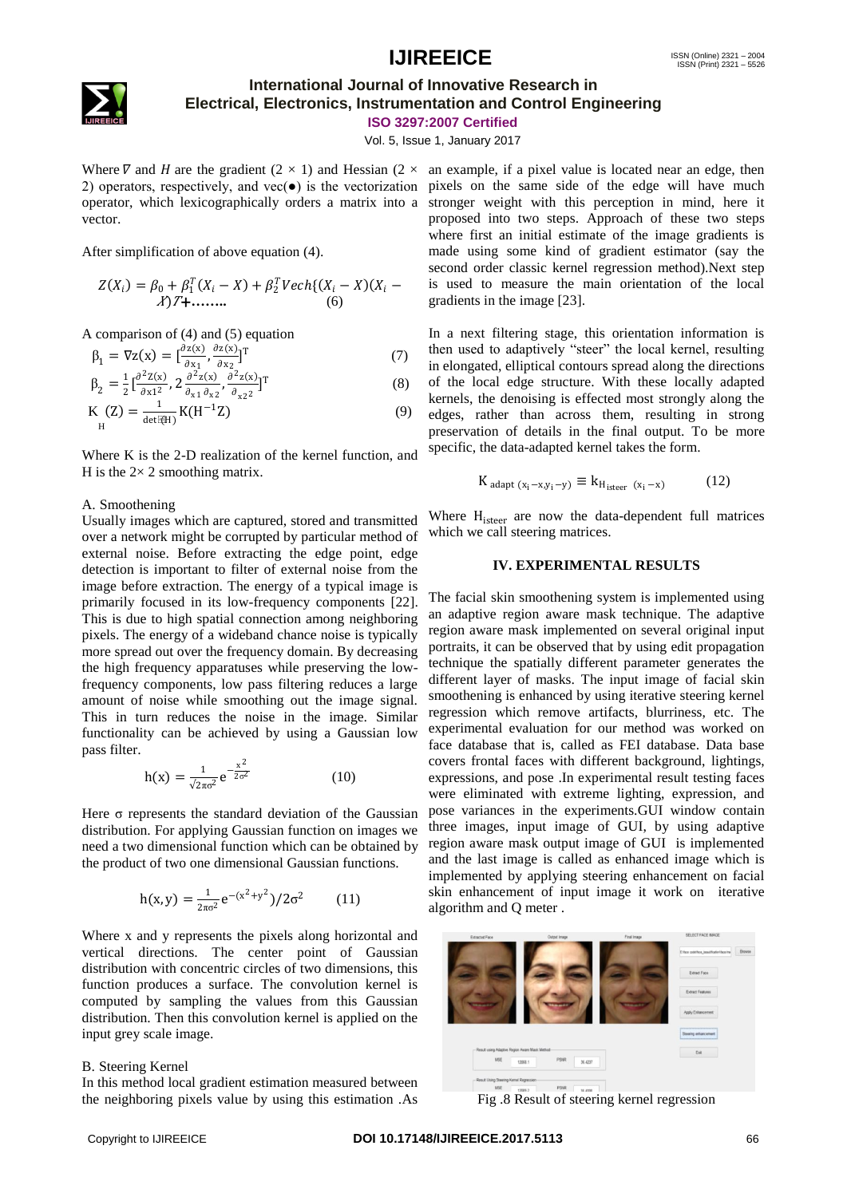Where $\nabla$ and $H$ are the gradient (2 × 1) and Hessian (2 × 2) operators, respectively, and vec(●) is the vectorization operator, which lexicographically orders a matrix into a vector.

After simplification of above equation (4).

$$Z(X_i) = \beta_0 + \beta_1^T(X_i - X) + \beta_2^T Vech\{(X_i - X)(X_i - X)^T\} + \ldots\ldots \quad (6)$$

A comparison of (4) and (5) equation

$$\beta_1 = \nabla z(x) = \left[\frac{\partial z(x)}{\partial x_1}, \frac{\partial z(x)}{\partial x_2}\right]^T \quad (7)$$

$$\beta_2 = \frac{1}{2}\left[\frac{\partial^2 Z(x)}{\partial x1^2}, 2\frac{\partial^2 z(x)}{\partial_{x1}\partial_{x2}}, \frac{\partial^2 z(x)}{\partial_{x2}{}^2}\right]^T \quad (8)$$

$$K_H(Z) = \frac{1}{\det(H)} K(H^{-1}Z) \quad (9)$$

Where K is the 2-D realization of the kernel function, and H is the 2× 2 smoothing matrix.

A. Smoothening

Usually images which are captured, stored and transmitted over a network might be corrupted by particular method of external noise. Before extracting the edge point, edge detection is important to filter of external noise from the image before extraction. The energy of a typical image is primarily focused in its low-frequency components [22]. This is due to high spatial connection among neighboring pixels. The energy of a wideband chance noise is typically more spread out over the frequency domain. By decreasing the high frequency apparatuses while preserving the low-frequency components, low pass filtering reduces a large amount of noise while smoothing out the image signal. This in turn reduces the noise in the image. Similar functionality can be achieved by using a Gaussian low pass filter.

$$h(x) = \frac{1}{\sqrt{2\pi\sigma^2}} e^{-\frac{x^2}{2\sigma^2}} \quad (10)$$

Here σ represents the standard deviation of the Gaussian distribution. For applying Gaussian function on images we need a two dimensional function which can be obtained by the product of two one dimensional Gaussian functions.

$$h(x,y) = \frac{1}{2\pi\sigma^2} e^{-(x^2+y^2)}/2\sigma^2 \quad (11)$$

Where x and y represents the pixels along horizontal and vertical directions. The center point of Gaussian distribution with concentric circles of two dimensions, this function produces a surface. The convolution kernel is computed by sampling the values from this Gaussian distribution. Then this convolution kernel is applied on the input grey scale image.

B. Steering Kernel

In this method local gradient estimation measured between the neighboring pixels value by using this estimation .As an example, if a pixel value is located near an edge, then pixels on the same side of the edge will have much stronger weight with this perception in mind, here it proposed into two steps. Approach of these two steps where first an initial estimate of the image gradients is made using some kind of gradient estimator (say the second order classic kernel regression method).Next step is used to measure the main orientation of the local gradients in the image [23].

In a next filtering stage, this orientation information is then used to adaptively "steer" the local kernel, resulting in elongated, elliptical contours spread along the directions of the local edge structure. With these locally adapted kernels, the denoising is effected most strongly along the edges, rather than across them, resulting in strong preservation of details in the final output. To be more specific, the data-adapted kernel takes the form.

$$K_{adapt\ (x_i - x, y_i - y)} \equiv k_{H_{isteer}}\ (x_i - x) \quad (12)$$

Where $H_{isteer}$ are now the data-dependent full matrices which we call steering matrices.

## IV. EXPERIMENTAL RESULTS

The facial skin smoothening system is implemented using an adaptive region aware mask technique. The adaptive region aware mask implemented on several original input portraits, it can be observed that by using edit propagation technique the spatially different parameter generates the different layer of masks. The input image of facial skin smoothening is enhanced by using iterative steering kernel regression which remove artifacts, blurriness, etc. The experimental evaluation for our method was worked on face database that is, called as FEI database. Data base covers frontal faces with different background, lightings, expressions, and pose .In experimental result testing faces were eliminated with extreme lighting, expression, and pose variances in the experiments.GUI window contain three images, input image of GUI, by using adaptive region aware mask output image of GUI is implemented and the last image is called as enhanced image which is implemented by applying steering enhancement on facial skin enhancement of input image it work on iterative algorithm and Q meter .

Fig .8 Result of steering kernel regression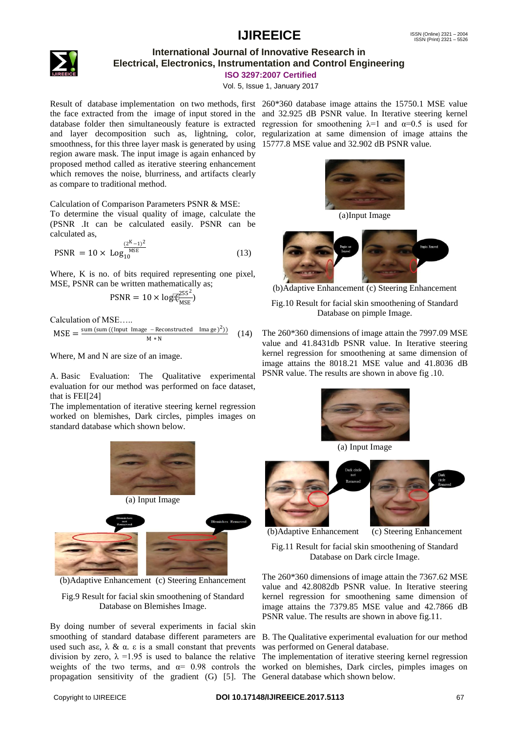Result of database implementation on two methods, first the face extracted from the image of input stored in the database folder then simultaneously feature is extracted and layer decomposition such as, lightning, color, smoothness, for this three layer mask is generated by using region aware mask. The input image is again enhanced by proposed method called as iterative steering enhancement which removes the noise, blurriness, and artifacts clearly as compare to traditional method.

Calculation of Comparison Parameters PSNR & MSE:
To determine the visual quality of image, calculate the (PSNR .It can be calculated easily. PSNR can be calculated as,

$$\text{PSNR} = 10 \times \text{Log}_{10}^{\frac{(2^K-1)^2}{\text{MSE}}} \quad (13)$$

Where, K is no. of bits required representing one pixel, MSE, PSNR can be written mathematically as;

$$\text{PSNR} = 10 \times \log(\frac{255^2}{\text{MSE}})$$

Calculation of MSE…..

$$\text{MSE} = \frac{\text{sum (sum ((Input Image} - \text{Reconstructed Ima ge})^2))}{\text{M} * \text{N}} \quad (14)$$

Where, M and N are size of an image.

A. Basic Evaluation: The Qualitative experimental evaluation for our method was performed on face dataset, that is FEI[24]
The implementation of iterative steering kernel regression worked on blemishes, Dark circles, pimples images on standard database which shown below.

(a) Input Image

(b)Adaptive Enhancement (c) Steering Enhancement

Fig.9 Result for facial skin smoothing of Standard Database on Blemishes Image.

By doing number of several experiments in facial skin smoothing of standard database different parameters are used such asε, λ & α. ε is a small constant that prevents division by zero, λ =1.95 is used to balance the relative weights of the two terms, and α= 0.98 controls the propagation sensitivity of the gradient (G) [5]. The 260*360 database image attains the 15750.1 MSE value and 32.925 dB PSNR value. In Iterative steering kernel regression for smoothening λ=1 and α=0.5 is used for regularization at same dimension of image attains the 15777.8 MSE value and 32.902 dB PSNR value.

(a)Input Image

(b)Adaptive Enhancement (c) Steering Enhancement

Fig.10 Result for facial skin smoothing of Standard Database on pimple Image.

The 260*360 dimensions of image attain the 7997.09 MSE value and 41.8431db PSNR value. In Iterative steering kernel regression for smoothening at same dimension of image attains the 8018.21 MSE value and 41.8036 dB PSNR value. The results are shown in above fig .10.

(a) Input Image

(b)Adaptive Enhancement (c) Steering Enhancement

Fig.11 Result for facial skin smoothing of Standard Database on Dark circle Image.

The 260*360 dimensions of image attain the 7367.62 MSE value and 42.8082db PSNR value. In Iterative steering kernel regression for smoothening same dimension of image attains the 7379.85 MSE value and 42.7866 dB PSNR value. The results are shown in above fig.11.

B. The Qualitative experimental evaluation for our method was performed on General database.
The implementation of iterative steering kernel regression worked on blemishes, Dark circles, pimples images on General database which shown below.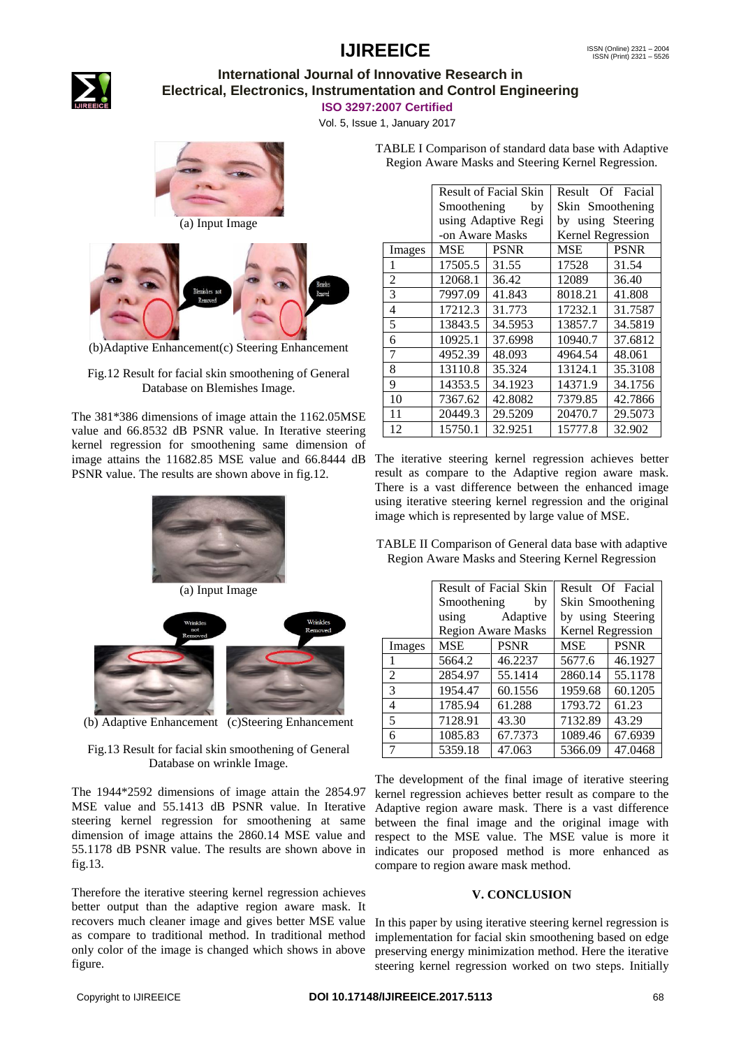(a) Input Image

(b)Adaptive Enhancement(c) Steering Enhancement

Fig.12 Result for facial skin smoothening of General Database on Blemishes Image.

The 381*386 dimensions of image attain the 1162.05MSE value and 66.8532 dB PSNR value. In Iterative steering kernel regression for smoothening same dimension of image attains the 11682.85 MSE value and 66.8444 dB PSNR value. The results are shown above in fig.12.

(a) Input Image

(b) Adaptive Enhancement (c)Steering Enhancement

Fig.13 Result for facial skin smoothening of General Database on wrinkle Image.

The 1944*2592 dimensions of image attain the 2854.97 MSE value and 55.1413 dB PSNR value. In Iterative steering kernel regression for smoothening at same dimension of image attains the 2860.14 MSE value and 55.1178 dB PSNR value. The results are shown above in fig.13.

Therefore the iterative steering kernel regression achieves better output than the adaptive region aware mask. It recovers much cleaner image and gives better MSE value as compare to traditional method. In traditional method only color of the image is changed which shows in above figure.

TABLE I Comparison of standard data base with Adaptive Region Aware Masks and Steering Kernel Regression.

| | Result of Facial Skin Smoothening by using Adaptive Regi-on Aware Masks | | Result Of Facial Skin Smoothening by using Steering Kernel Regression | |
|---|---|---|---|---|
| Images | MSE | PSNR | MSE | PSNR |
| 1 | 17505.5 | 31.55 | 17528 | 31.54 |
| 2 | 12068.1 | 36.42 | 12089 | 36.40 |
| 3 | 7997.09 | 41.843 | 8018.21 | 41.808 |
| 4 | 17212.3 | 31.773 | 17232.1 | 31.7587 |
| 5 | 13843.5 | 34.5953 | 13857.7 | 34.5819 |
| 6 | 10925.1 | 37.6998 | 10940.7 | 37.6812 |
| 7 | 4952.39 | 48.093 | 4964.54 | 48.061 |
| 8 | 13110.8 | 35.324 | 13124.1 | 35.3108 |
| 9 | 14353.5 | 34.1923 | 14371.9 | 34.1756 |
| 10 | 7367.62 | 42.8082 | 7379.85 | 42.7866 |
| 11 | 20449.3 | 29.5209 | 20470.7 | 29.5073 |
| 12 | 15750.1 | 32.9251 | 15777.8 | 32.902 |

The iterative steering kernel regression achieves better result as compare to the Adaptive region aware mask. There is a vast difference between the enhanced image using iterative steering kernel regression and the original image which is represented by large value of MSE.

TABLE II Comparison of General data base with adaptive Region Aware Masks and Steering Kernel Regression

| | Result of Facial Skin Smoothening by using Adaptive Region Aware Masks | | Result Of Facial Skin Smoothening by using Steering Kernel Regression | |
|---|---|---|---|---|
| Images | MSE | PSNR | MSE | PSNR |
| 1 | 5664.2 | 46.2237 | 5677.6 | 46.1927 |
| 2 | 2854.97 | 55.1414 | 2860.14 | 55.1178 |
| 3 | 1954.47 | 60.1556 | 1959.68 | 60.1205 |
| 4 | 1785.94 | 61.288 | 1793.72 | 61.23 |
| 5 | 7128.91 | 43.30 | 7132.89 | 43.29 |
| 6 | 1085.83 | 67.7373 | 1089.46 | 67.6939 |
| 7 | 5359.18 | 47.063 | 5366.09 | 47.0468 |

The development of the final image of iterative steering kernel regression achieves better result as compare to the Adaptive region aware mask. There is a vast difference between the final image and the original image with respect to the MSE value. The MSE value is more it indicates our proposed method is more enhanced as compare to region aware mask method.

## V. CONCLUSION

In this paper by using iterative steering kernel regression is implementation for facial skin smoothening based on edge preserving energy minimization method. Here the iterative steering kernel regression worked on two steps. Initially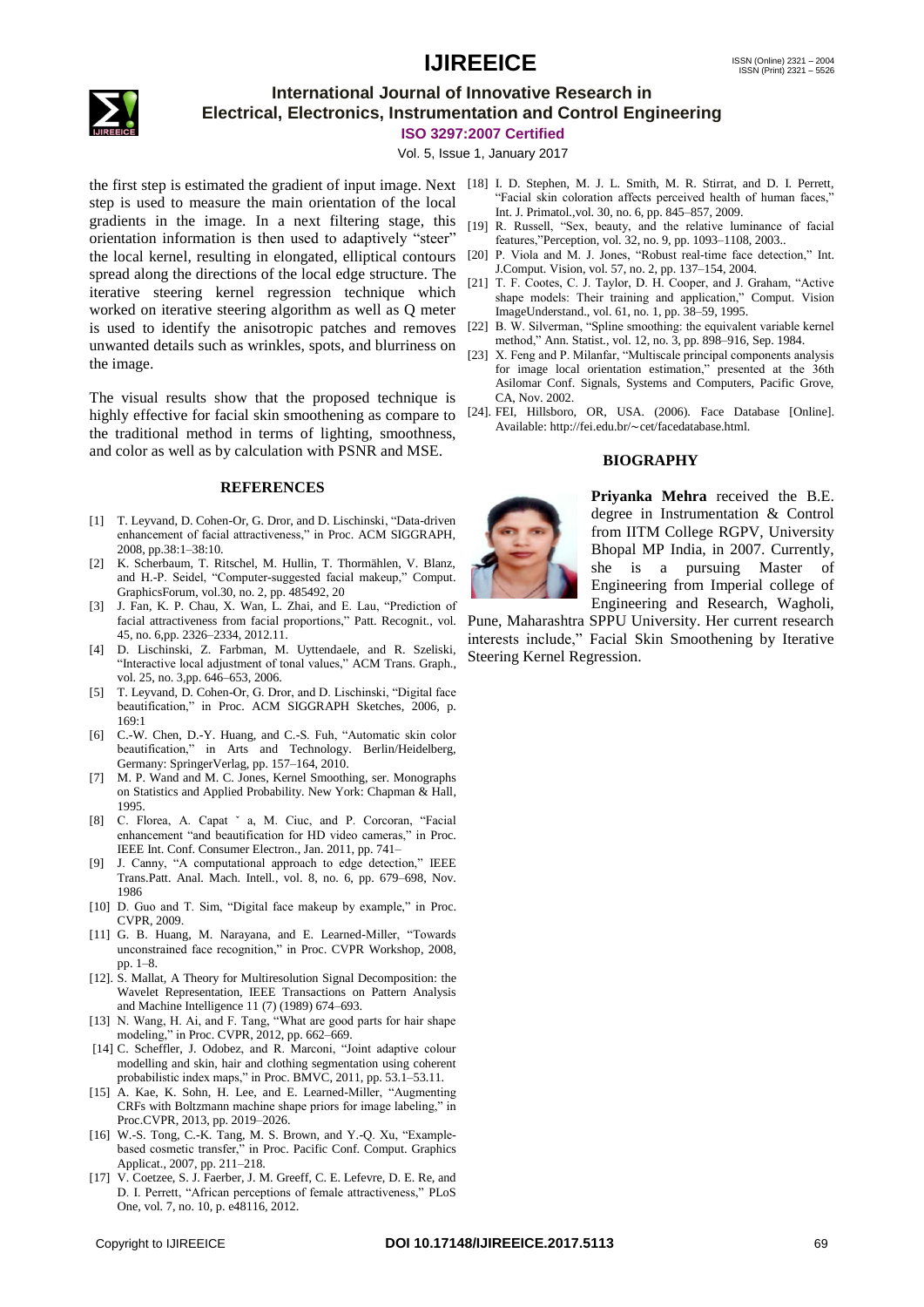the first step is estimated the gradient of input image. Next step is used to measure the main orientation of the local gradients in the image. In a next filtering stage, this orientation information is then used to adaptively "steer" the local kernel, resulting in elongated, elliptical contours spread along the directions of the local edge structure. The iterative steering kernel regression technique which worked on iterative steering algorithm as well as Q meter is used to identify the anisotropic patches and removes unwanted details such as wrinkles, spots, and blurriness on the image.

The visual results show that the proposed technique is highly effective for facial skin smoothening as compare to the traditional method in terms of lighting, smoothness, and color as well as by calculation with PSNR and MSE.

## REFERENCES

[1] T. Leyvand, D. Cohen-Or, G. Dror, and D. Lischinski, "Data-driven enhancement of facial attractiveness," in Proc. ACM SIGGRAPH, 2008, pp.38:1–38:10.

[2] K. Scherbaum, T. Ritschel, M. Hullin, T. Thormählen, V. Blanz, and H.-P. Seidel, "Computer-suggested facial makeup," Comput. GraphicsForum, vol.30, no. 2, pp. 485492, 20

[3] J. Fan, K. P. Chau, X. Wan, L. Zhai, and E. Lau, "Prediction of facial attractiveness from facial proportions," Patt. Recognit., vol. 45, no. 6,pp. 2326–2334, 2012.11.

[4] D. Lischinski, Z. Farbman, M. Uyttendaele, and R. Szeliski, "Interactive local adjustment of tonal values," ACM Trans. Graph., vol. 25, no. 3,pp. 646–653, 2006.

[5] T. Leyvand, D. Cohen-Or, G. Dror, and D. Lischinski, "Digital face beautification," in Proc. ACM SIGGRAPH Sketches, 2006, p. 169:1

[6] C.-W. Chen, D.-Y. Huang, and C.-S. Fuh, "Automatic skin color beautification," in Arts and Technology. Berlin/Heidelberg, Germany: SpringerVerlag, pp. 157–164, 2010.

[7] M. P. Wand and M. C. Jones, Kernel Smoothing, ser. Monographs on Statistics and Applied Probability. New York: Chapman & Hall, 1995.

[8] C. Florea, A. Capat ˇ a, M. Ciuc, and P. Corcoran, "Facial enhancement "and beautification for HD video cameras," in Proc. IEEE Int. Conf. Consumer Electron., Jan. 2011, pp. 741–

[9] J. Canny, "A computational approach to edge detection," IEEE Trans.Patt. Anal. Mach. Intell., vol. 8, no. 6, pp. 679–698, Nov. 1986

[10] D. Guo and T. Sim, "Digital face makeup by example," in Proc. CVPR, 2009.

[11] G. B. Huang, M. Narayana, and E. Learned-Miller, "Towards unconstrained face recognition," in Proc. CVPR Workshop, 2008, pp. 1–8.

[12]. S. Mallat, A Theory for Multiresolution Signal Decomposition: the Wavelet Representation, IEEE Transactions on Pattern Analysis and Machine Intelligence 11 (7) (1989) 674–693.

[13] N. Wang, H. Ai, and F. Tang, "What are good parts for hair shape modeling," in Proc. CVPR, 2012, pp. 662–669.

[14] C. Scheffler, J. Odobez, and R. Marconi, "Joint adaptive colour modelling and skin, hair and clothing segmentation using coherent probabilistic index maps," in Proc. BMVC, 2011, pp. 53.1–53.11.

[15] A. Kae, K. Sohn, H. Lee, and E. Learned-Miller, "Augmenting CRFs with Boltzmann machine shape priors for image labeling," in Proc.CVPR, 2013, pp. 2019–2026.

[16] W.-S. Tong, C.-K. Tang, M. S. Brown, and Y.-Q. Xu, "Example-based cosmetic transfer," in Proc. Pacific Conf. Comput. Graphics Applicat., 2007, pp. 211–218.

[17] V. Coetzee, S. J. Faerber, J. M. Greeff, C. E. Lefevre, D. E. Re, and D. I. Perrett, "African perceptions of female attractiveness," PLoS One, vol. 7, no. 10, p. e48116, 2012.

[18] I. D. Stephen, M. J. L. Smith, M. R. Stirrat, and D. I. Perrett, "Facial skin coloration affects perceived health of human faces," Int. J. Primatol.,vol. 30, no. 6, pp. 845–857, 2009.

[19] R. Russell, "Sex, beauty, and the relative luminance of facial features,"Perception, vol. 32, no. 9, pp. 1093–1108, 2003..

[20] P. Viola and M. J. Jones, "Robust real-time face detection," Int. J.Comput. Vision, vol. 57, no. 2, pp. 137–154, 2004.

[21] T. F. Cootes, C. J. Taylor, D. H. Cooper, and J. Graham, "Active shape models: Their training and application," Comput. Vision ImageUnderstand., vol. 61, no. 1, pp. 38–59, 1995.

[22] B. W. Silverman, "Spline smoothing: the equivalent variable kernel method," Ann. Statist., vol. 12, no. 3, pp. 898–916, Sep. 1984.

[23] X. Feng and P. Milanfar, "Multiscale principal components analysis for image local orientation estimation," presented at the 36th Asilomar Conf. Signals, Systems and Computers, Pacific Grove, CA, Nov. 2002.

[24]. FEI, Hillsboro, OR, USA. (2006). Face Database [Online]. Available: http://fei.edu.br/∼cet/facedatabase.html.

## BIOGRAPHY

**Priyanka Mehra** received the B.E. degree in Instrumentation & Control from IITM College RGPV, University Bhopal MP India, in 2007. Currently, she is a pursuing Master of Engineering from Imperial college of Engineering and Research, Wagholi, Pune, Maharashtra SPPU University. Her current research interests include," Facial Skin Smoothening by Iterative Steering Kernel Regression.